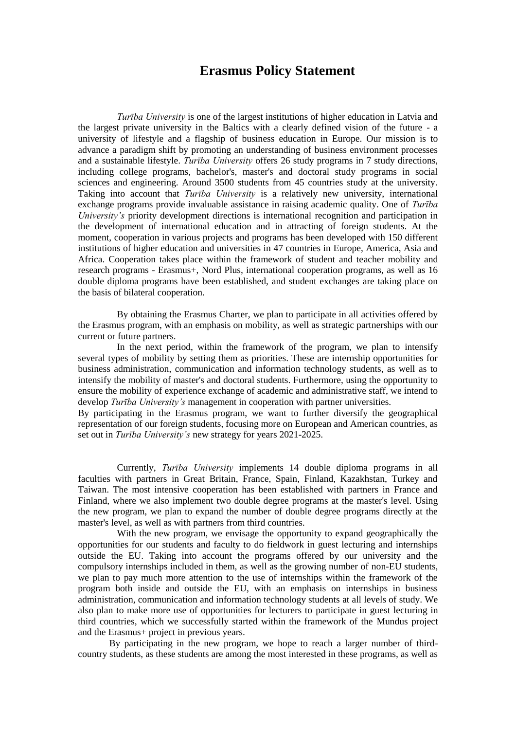# Erasmus Policy Statement

*Turība University* is one of the largest institutions of higher education in Latvia and the largest private university in the Baltics with a clearly defined vision of the future - a university of lifestyle and a flagship of business education in Europe. Our mission is to advance a paradigm shift by promoting an understanding of business environment processes and a sustainable lifestyle. *Turība University* offers 26 study programs in 7 study directions, including college programs, bachelor's, master's and doctoral study programs in social sciences and engineering. Around 3500 students from 45 countries study at the university. Taking into account that *Turība University* is a relatively new university, international exchange programs provide invaluable assistance in raising academic quality. One of *Turība University's* priority development directions is international recognition and participation in the development of international education and in attracting of foreign students. At the moment, cooperation in various projects and programs has been developed with 150 different institutions of higher education and universities in 47 countries in Europe, America, Asia and Africa. Cooperation takes place within the framework of student and teacher mobility and research programs - Erasmus+, Nord Plus, international cooperation programs, as well as 16 double diploma programs have been established, and student exchanges are taking place on the basis of bilateral cooperation.

By obtaining the Erasmus Charter, we plan to participate in all activities offered by the Erasmus program, with an emphasis on mobility, as well as strategic partnerships with our current or future partners.

In the next period, within the framework of the program, we plan to intensify several types of mobility by setting them as priorities. These are internship opportunities for business administration, communication and information technology students, as well as to intensify the mobility of master's and doctoral students. Furthermore, using the opportunity to ensure the mobility of experience exchange of academic and administrative staff, we intend to develop *Turība University's* management in cooperation with partner universities.

By participating in the Erasmus program, we want to further diversify the geographical representation of our foreign students, focusing more on European and American countries, as set out in *Turība University's* new strategy for years 2021-2025.

Currently, *Turība University* implements 14 double diploma programs in all faculties with partners in Great Britain, France, Spain, Finland, Kazakhstan, Turkey and Taiwan. The most intensive cooperation has been established with partners in France and Finland, where we also implement two double degree programs at the master's level. Using the new program, we plan to expand the number of double degree programs directly at the master's level, as well as with partners from third countries.

With the new program, we envisage the opportunity to expand geographically the opportunities for our students and faculty to do fieldwork in guest lecturing and internships outside the EU. Taking into account the programs offered by our university and the compulsory internships included in them, as well as the growing number of non-EU students, we plan to pay much more attention to the use of internships within the framework of the program both inside and outside the EU, with an emphasis on internships in business administration, communication and information technology students at all levels of study. We also plan to make more use of opportunities for lecturers to participate in guest lecturing in third countries, which we successfully started within the framework of the Mundus project and the Erasmus+ project in previous years.

By participating in the new program, we hope to reach a larger number of third-country students, as these students are among the most interested in these programs, as well as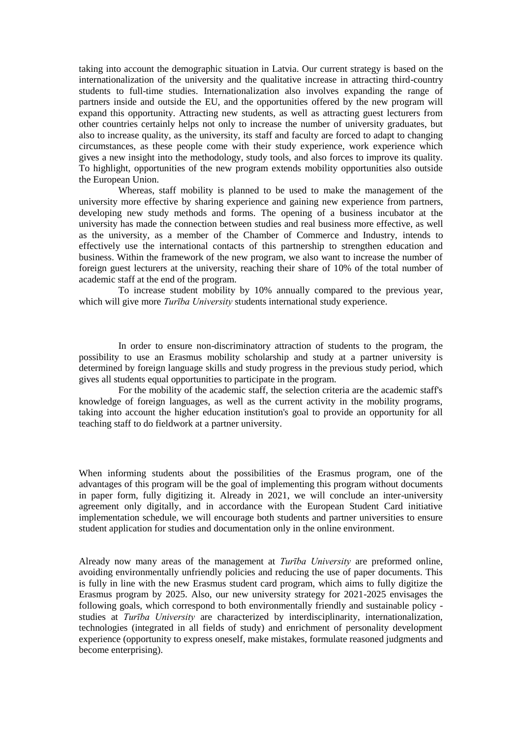taking into account the demographic situation in Latvia. Our current strategy is based on the internationalization of the university and the qualitative increase in attracting third-country students to full-time studies. Internationalization also involves expanding the range of partners inside and outside the EU, and the opportunities offered by the new program will expand this opportunity. Attracting new students, as well as attracting guest lecturers from other countries certainly helps not only to increase the number of university graduates, but also to increase quality, as the university, its staff and faculty are forced to adapt to changing circumstances, as these people come with their study experience, work experience which gives a new insight into the methodology, study tools, and also forces to improve its quality. To highlight, opportunities of the new program extends mobility opportunities also outside the European Union.

Whereas, staff mobility is planned to be used to make the management of the university more effective by sharing experience and gaining new experience from partners, developing new study methods and forms. The opening of a business incubator at the university has made the connection between studies and real business more effective, as well as the university, as a member of the Chamber of Commerce and Industry, intends to effectively use the international contacts of this partnership to strengthen education and business. Within the framework of the new program, we also want to increase the number of foreign guest lecturers at the university, reaching their share of 10% of the total number of academic staff at the end of the program.

To increase student mobility by 10% annually compared to the previous year, which will give more *Turība University* students international study experience.

In order to ensure non-discriminatory attraction of students to the program, the possibility to use an Erasmus mobility scholarship and study at a partner university is determined by foreign language skills and study progress in the previous study period, which gives all students equal opportunities to participate in the program.

For the mobility of the academic staff, the selection criteria are the academic staff's knowledge of foreign languages, as well as the current activity in the mobility programs, taking into account the higher education institution's goal to provide an opportunity for all teaching staff to do fieldwork at a partner university.

When informing students about the possibilities of the Erasmus program, one of the advantages of this program will be the goal of implementing this program without documents in paper form, fully digitizing it. Already in 2021, we will conclude an inter-university agreement only digitally, and in accordance with the European Student Card initiative implementation schedule, we will encourage both students and partner universities to ensure student application for studies and documentation only in the online environment.

Already now many areas of the management at *Turība University* are preformed online, avoiding environmentally unfriendly policies and reducing the use of paper documents. This is fully in line with the new Erasmus student card program, which aims to fully digitize the Erasmus program by 2025. Also, our new university strategy for 2021-2025 envisages the following goals, which correspond to both environmentally friendly and sustainable policy - studies at *Turība University* are characterized by interdisciplinarity, internationalization, technologies (integrated in all fields of study) and enrichment of personality development experience (opportunity to express oneself, make mistakes, formulate reasoned judgments and become enterprising).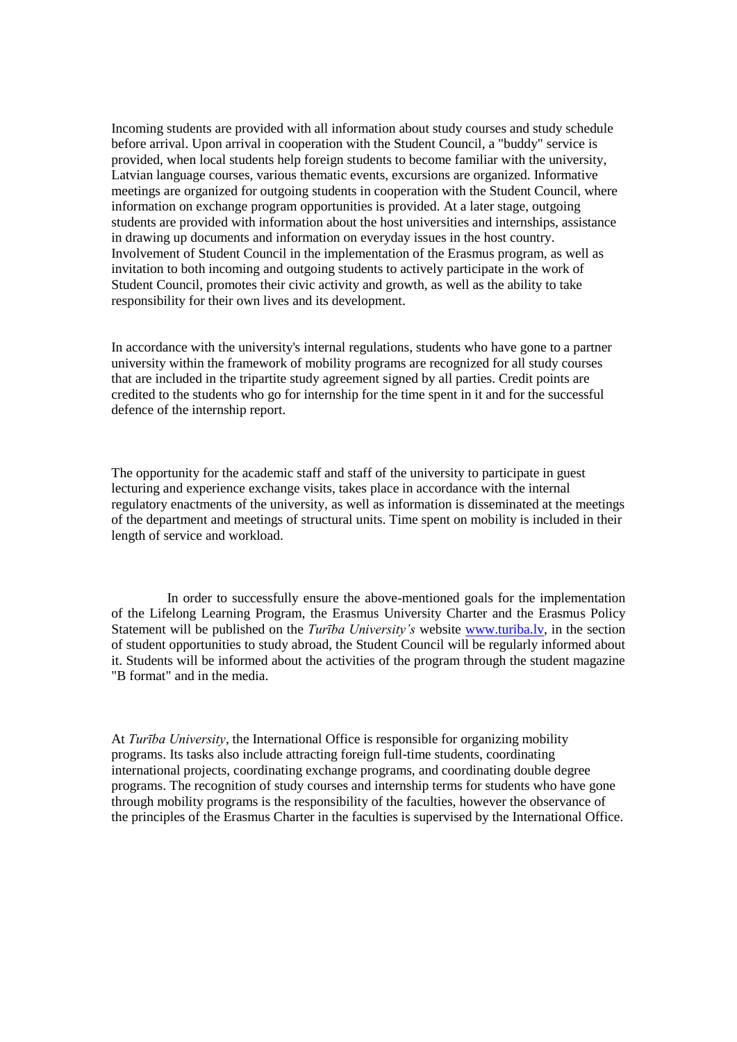Incoming students are provided with all information about study courses and study schedule before arrival. Upon arrival in cooperation with the Student Council, a "buddy" service is provided, when local students help foreign students to become familiar with the university, Latvian language courses, various thematic events, excursions are organized. Informative meetings are organized for outgoing students in cooperation with the Student Council, where information on exchange program opportunities is provided. At a later stage, outgoing students are provided with information about the host universities and internships, assistance in drawing up documents and information on everyday issues in the host country. Involvement of Student Council in the implementation of the Erasmus program, as well as invitation to both incoming and outgoing students to actively participate in the work of Student Council, promotes their civic activity and growth, as well as the ability to take responsibility for their own lives and its development.

In accordance with the university's internal regulations, students who have gone to a partner university within the framework of mobility programs are recognized for all study courses that are included in the tripartite study agreement signed by all parties. Credit points are credited to the students who go for internship for the time spent in it and for the successful defence of the internship report.

The opportunity for the academic staff and staff of the university to participate in guest lecturing and experience exchange visits, takes place in accordance with the internal regulatory enactments of the university, as well as information is disseminated at the meetings of the department and meetings of structural units. Time spent on mobility is included in their length of service and workload.

In order to successfully ensure the above-mentioned goals for the implementation of the Lifelong Learning Program, the Erasmus University Charter and the Erasmus Policy Statement will be published on the *Turība University's* website [www.turiba.lv](http://www.turiba.lv), in the section of student opportunities to study abroad, the Student Council will be regularly informed about it. Students will be informed about the activities of the program through the student magazine "B format" and in the media.

At *Turība University*, the International Office is responsible for organizing mobility programs. Its tasks also include attracting foreign full-time students, coordinating international projects, coordinating exchange programs, and coordinating double degree programs. The recognition of study courses and internship terms for students who have gone through mobility programs is the responsibility of the faculties, however the observance of the principles of the Erasmus Charter in the faculties is supervised by the International Office.